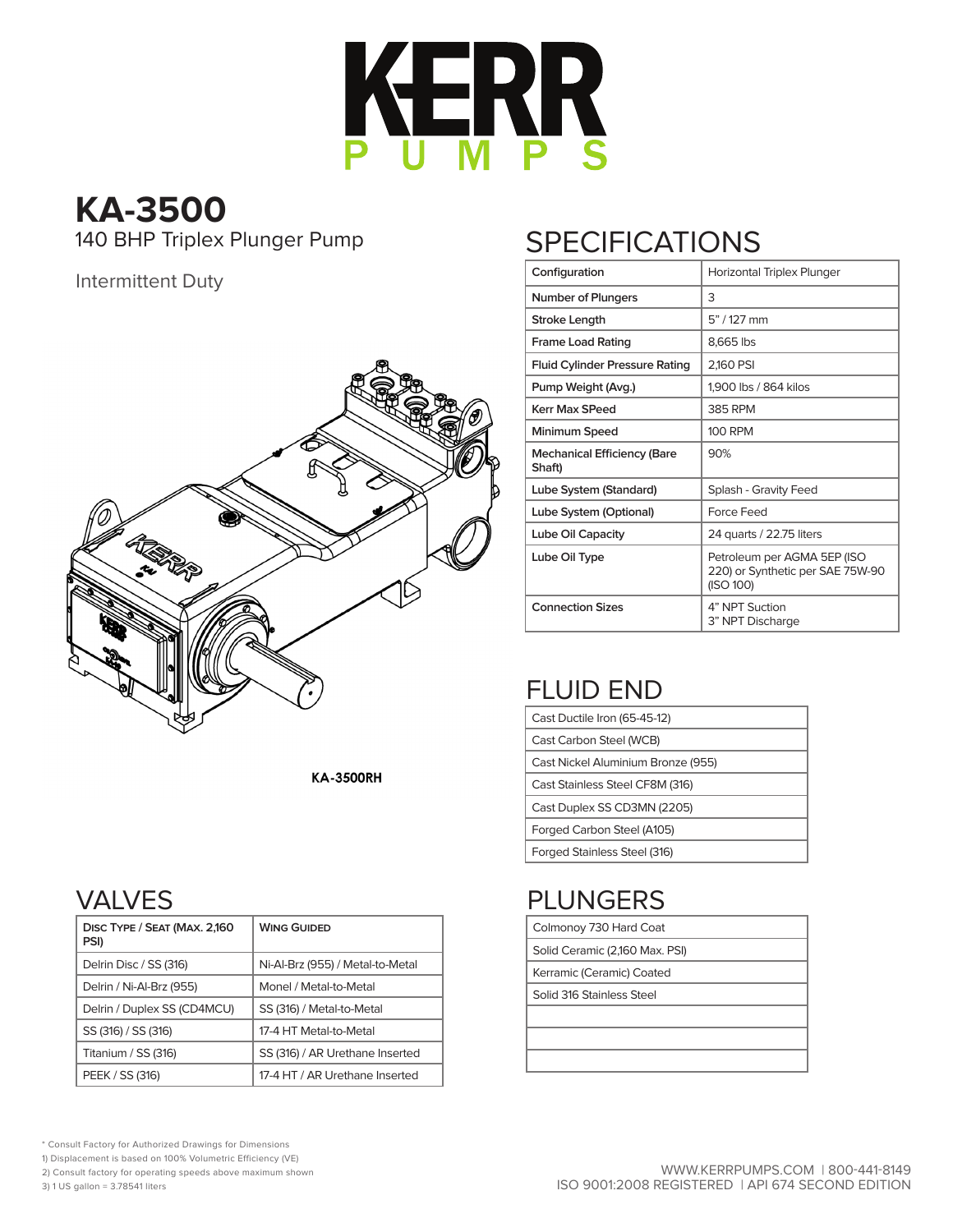# KERR PUMPS

## KA-3500

140 BHP Triplex Plunger Pump

Intermittent Duty

KA-3500RH

## SPECIFICATIONS

| | |
|---|---|
| Configuration | Horizontal Triplex Plunger |
| Number of Plungers | 3 |
| Stroke Length | 5" / 127 mm |
| Frame Load Rating | 8,665 lbs |
| Fluid Cylinder Pressure Rating | 2,160 PSI |
| Pump Weight (Avg.) | 1,900 lbs / 864 kilos |
| Kerr Max SPeed | 385 RPM |
| Minimum Speed | 100 RPM |
| Mechanical Efficiency (Bare Shaft) | 90% |
| Lube System (Standard) | Splash - Gravity Feed |
| Lube System (Optional) | Force Feed |
| Lube Oil Capacity | 24 quarts / 22.75 liters |
| Lube Oil Type | Petroleum per AGMA 5EP (ISO 220) or Synthetic per SAE 75W-90 (ISO 100) |
| Connection Sizes | 4" NPT Suction<br>3" NPT Discharge |

## FLUID END

| |
|---|
| Cast Ductile Iron (65-45-12) |
| Cast Carbon Steel (WCB) |
| Cast Nickel Aluminium Bronze (955) |
| Cast Stainless Steel CF8M (316) |
| Cast Duplex SS CD3MN (2205) |
| Forged Carbon Steel (A105) |
| Forged Stainless Steel (316) |

## VALVES

| Disc Type / Seat (Max. 2,160 PSI) | Wing Guided |
|---|---|
| Delrin Disc / SS (316) | Ni-Al-Brz (955) / Metal-to-Metal |
| Delrin / Ni-Al-Brz (955) | Monel / Metal-to-Metal |
| Delrin / Duplex SS (CD4MCU) | SS (316) / Metal-to-Metal |
| SS (316) / SS (316) | 17-4 HT Metal-to-Metal |
| Titanium / SS (316) | SS (316) / AR Urethane Inserted |
| PEEK / SS (316) | 17-4 HT / AR Urethane Inserted |

## PLUNGERS

| |
|---|
| Colmonoy 730 Hard Coat |
| Solid Ceramic (2,160 Max. PSI) |
| Kerramic (Ceramic) Coated |
| Solid 316 Stainless Steel |
| |
| |
| |

* Consult Factory for Authorized Drawings for Dimensions

1) Displacement is based on 100% Volumetric Efficiency (VE)

2) Consult factory for operating speeds above maximum shown

3) 1 US gallon = 3.78541 liters

WWW.KERRPUMPS.COM | 800-441-8149

ISO 9001:2008 REGISTERED | API 674 SECOND EDITION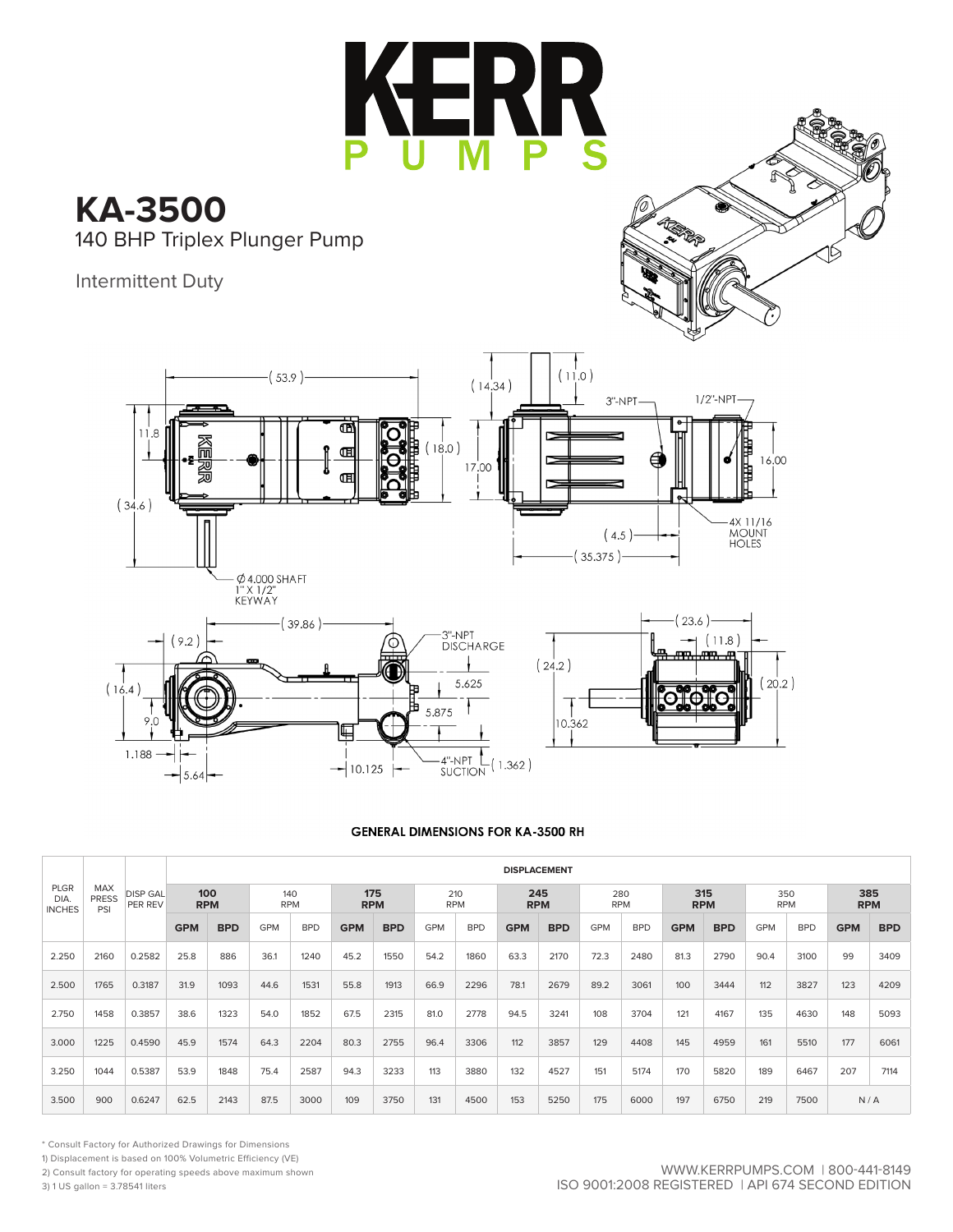# KERR PUMPS

## KA-3500

140 BHP Triplex Plunger Pump

Intermittent Duty

( 53.9 )
11.8
( 34.6 )
( 18.0 )
Ø 4.000 SHAFT
1" X 1/2"
KEYWAY
( 14.34 )
( 11.0 )
3"-NPT
1/2"-NPT
17.00
16.00
4X 11/16
MOUNT
HOLES
( 4.5 )
( 35.375 )
( 39.86 )
( 9.2 )
( 16.4 )
9.0
1.188
5.64
3"-NPT
DISCHARGE
5.625
5.875
10.125
4"-NPT
SUCTION
( 1.362 )
( 24.2 )
10.362
( 23.6 )
( 11.8 )
( 20.2 )

**GENERAL DIMENSIONS FOR KA-3500 RH**

| PLGR DIA. INCHES | MAX PRESS PSI | DISP GAL PER REV | DISPLACEMENT | | | | | | | | | | | | | | | | | |
|---|---|---|---|---|---|---|---|---|---|---|---|---|---|---|---|---|---|---|---|---|
| | | | **100 RPM** | | 140 RPM | | **175 RPM** | | 210 RPM | | **245 RPM** | | 280 RPM | | **315 RPM** | | 350 RPM | | **385 RPM** | |
| | | | **GPM** | **BPD** | GPM | BPD | **GPM** | **BPD** | GPM | BPD | **GPM** | **BPD** | GPM | BPD | **GPM** | **BPD** | GPM | BPD | **GPM** | **BPD** |
| 2.250 | 2160 | 0.2582 | 25.8 | 886 | 36.1 | 1240 | 45.2 | 1550 | 54.2 | 1860 | 63.3 | 2170 | 72.3 | 2480 | 81.3 | 2790 | 90.4 | 3100 | 99 | 3409 |
| 2.500 | 1765 | 0.3187 | 31.9 | 1093 | 44.6 | 1531 | 55.8 | 1913 | 66.9 | 2296 | 78.1 | 2679 | 89.2 | 3061 | 100 | 3444 | 112 | 3827 | 123 | 4209 |
| 2.750 | 1458 | 0.3857 | 38.6 | 1323 | 54.0 | 1852 | 67.5 | 2315 | 81.0 | 2778 | 94.5 | 3241 | 108 | 3704 | 121 | 4167 | 135 | 4630 | 148 | 5093 |
| 3.000 | 1225 | 0.4590 | 45.9 | 1574 | 64.3 | 2204 | 80.3 | 2755 | 96.4 | 3306 | 112 | 3857 | 129 | 4408 | 145 | 4959 | 161 | 5510 | 177 | 6061 |
| 3.250 | 1044 | 0.5387 | 53.9 | 1848 | 75.4 | 2587 | 94.3 | 3233 | 113 | 3880 | 132 | 4527 | 151 | 5174 | 170 | 5820 | 189 | 6467 | 207 | 7114 |
| 3.500 | 900 | 0.6247 | 62.5 | 2143 | 87.5 | 3000 | 109 | 3750 | 131 | 4500 | 153 | 5250 | 175 | 6000 | 197 | 6750 | 219 | 7500 | N / A | |

\* Consult Factory for Authorized Drawings for Dimensions

1) Displacement is based on 100% Volumetric Efficiency (VE)

2) Consult factory for operating speeds above maximum shown

3) 1 US gallon = 3.78541 liters

WWW.KERRPUMPS.COM | 800-441-8149
ISO 9001:2008 REGISTERED | API 674 SECOND EDITION